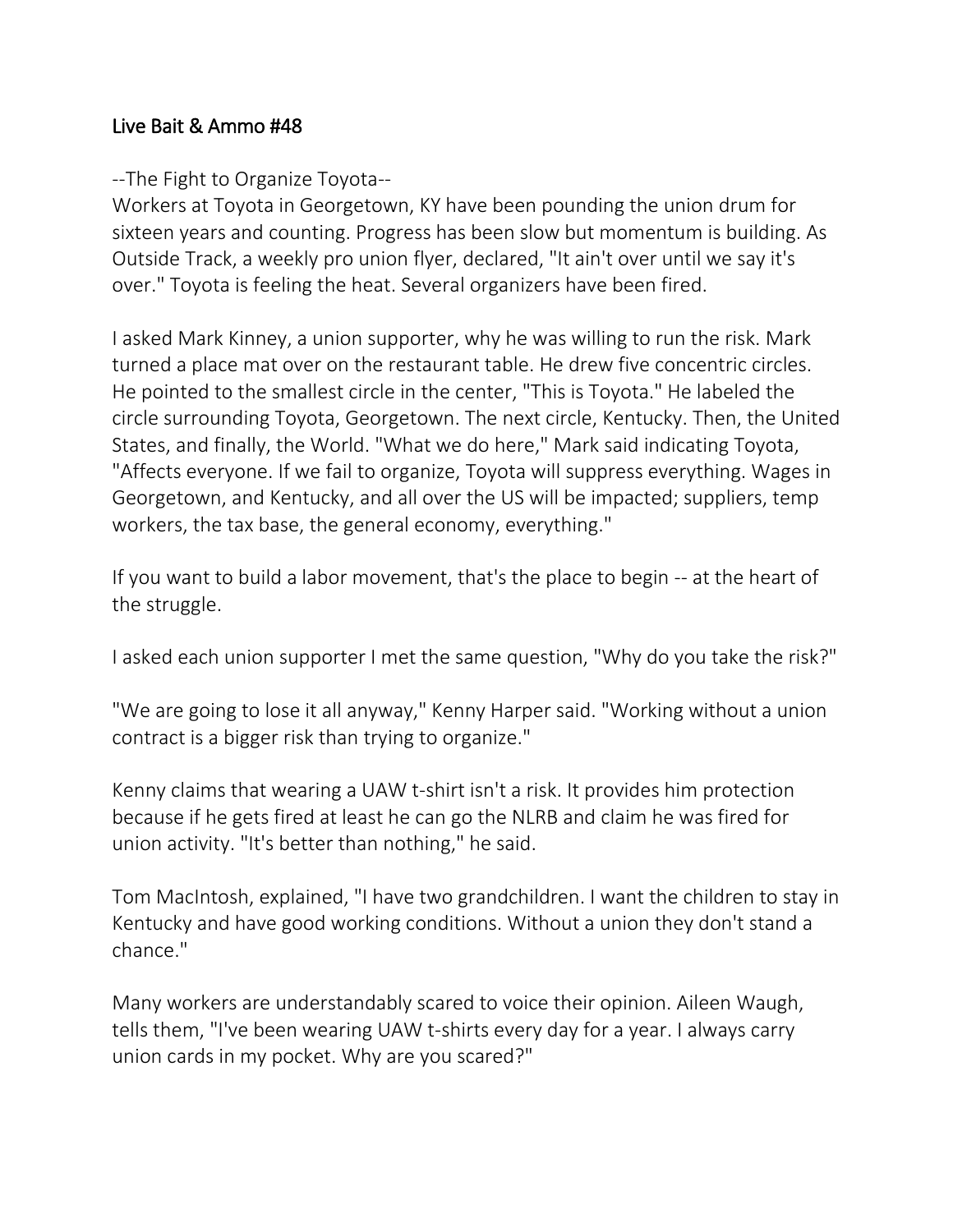## Live Bait & Ammo #48

--The Fight to Organize Toyota--

Workers at Toyota in Georgetown, KY have been pounding the union drum for sixteen years and counting. Progress has been slow but momentum is building. As Outside Track, a weekly pro union flyer, declared, "It ain't over until we say it's over." Toyota is feeling the heat. Several organizers have been fired.

I asked Mark Kinney, a union supporter, why he was willing to run the risk. Mark turned a place mat over on the restaurant table. He drew five concentric circles. He pointed to the smallest circle in the center, "This is Toyota." He labeled the circle surrounding Toyota, Georgetown. The next circle, Kentucky. Then, the United States, and finally, the World. "What we do here," Mark said indicating Toyota, "Affects everyone. If we fail to organize, Toyota will suppress everything. Wages in Georgetown, and Kentucky, and all over the US will be impacted; suppliers, temp workers, the tax base, the general economy, everything."

If you want to build a labor movement, that's the place to begin -- at the heart of the struggle.

I asked each union supporter I met the same question, "Why do you take the risk?"

"We are going to lose it all anyway," Kenny Harper said. "Working without a union contract is a bigger risk than trying to organize."

Kenny claims that wearing a UAW t-shirt isn't a risk. It provides him protection because if he gets fired at least he can go the NLRB and claim he was fired for union activity. "It's better than nothing," he said.

Tom MacIntosh, explained, "I have two grandchildren. I want the children to stay in Kentucky and have good working conditions. Without a union they don't stand a chance."

Many workers are understandably scared to voice their opinion. Aileen Waugh, tells them, "I've been wearing UAW t-shirts every day for a year. I always carry union cards in my pocket. Why are you scared?"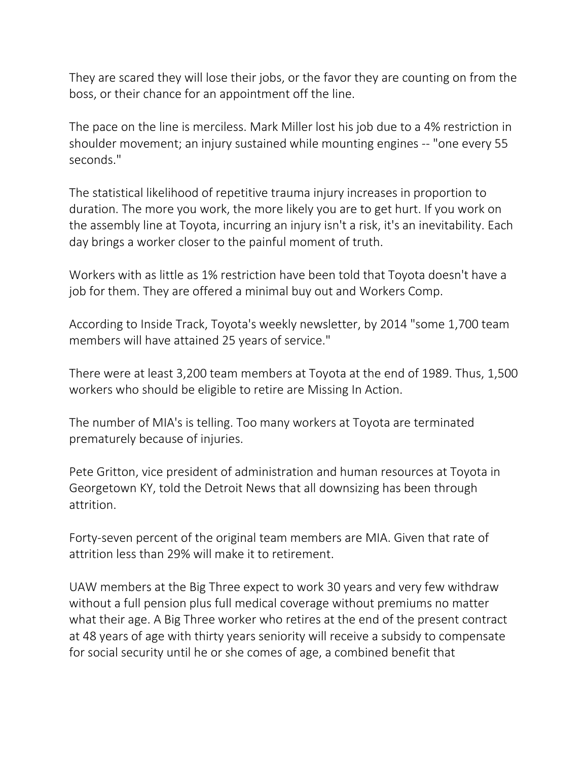They are scared they will lose their jobs, or the favor they are counting on from the boss, or their chance for an appointment off the line.

The pace on the line is merciless. Mark Miller lost his job due to a 4% restriction in shoulder movement; an injury sustained while mounting engines -- "one every 55 seconds."

The statistical likelihood of repetitive trauma injury increases in proportion to duration. The more you work, the more likely you are to get hurt. If you work on the assembly line at Toyota, incurring an injury isn't a risk, it's an inevitability. Each day brings a worker closer to the painful moment of truth.

Workers with as little as 1% restriction have been told that Toyota doesn't have a job for them. They are offered a minimal buy out and Workers Comp.

According to Inside Track, Toyota's weekly newsletter, by 2014 "some 1,700 team members will have attained 25 years of service."

There were at least 3,200 team members at Toyota at the end of 1989. Thus, 1,500 workers who should be eligible to retire are Missing In Action.

The number of MIA's is telling. Too many workers at Toyota are terminated prematurely because of injuries.

Pete Gritton, vice president of administration and human resources at Toyota in Georgetown KY, told the Detroit News that all downsizing has been through attrition.

Forty-seven percent of the original team members are MIA. Given that rate of attrition less than 29% will make it to retirement.

UAW members at the Big Three expect to work 30 years and very few withdraw without a full pension plus full medical coverage without premiums no matter what their age. A Big Three worker who retires at the end of the present contract at 48 years of age with thirty years seniority will receive a subsidy to compensate for social security until he or she comes of age, a combined benefit that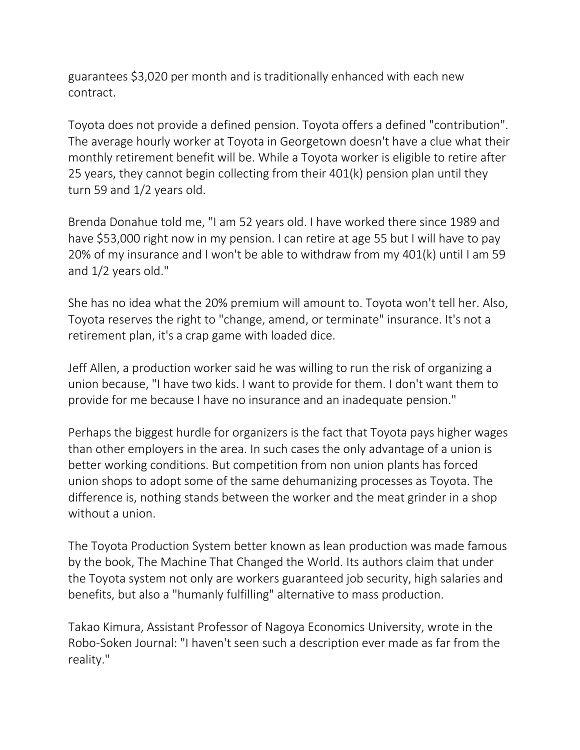guarantees $3,020 per month and is traditionally enhanced with each new contract.

Toyota does not provide a defined pension. Toyota offers a defined "contribution". The average hourly worker at Toyota in Georgetown doesn't have a clue what their monthly retirement benefit will be. While a Toyota worker is eligible to retire after 25 years, they cannot begin collecting from their 401(k) pension plan until they turn 59 and 1/2 years old.

Brenda Donahue told me, "I am 52 years old. I have worked there since 1989 and have $53,000 right now in my pension. I can retire at age 55 but I will have to pay 20% of my insurance and I won't be able to withdraw from my 401(k) until I am 59 and 1/2 years old."

She has no idea what the 20% premium will amount to. Toyota won't tell her. Also, Toyota reserves the right to "change, amend, or terminate" insurance. It's not a retirement plan, it's a crap game with loaded dice.

Jeff Allen, a production worker said he was willing to run the risk of organizing a union because, "I have two kids. I want to provide for them. I don't want them to provide for me because I have no insurance and an inadequate pension."

Perhaps the biggest hurdle for organizers is the fact that Toyota pays higher wages than other employers in the area. In such cases the only advantage of a union is better working conditions. But competition from non union plants has forced union shops to adopt some of the same dehumanizing processes as Toyota. The difference is, nothing stands between the worker and the meat grinder in a shop without a union.

The Toyota Production System better known as lean production was made famous by the book, The Machine That Changed the World. Its authors claim that under the Toyota system not only are workers guaranteed job security, high salaries and benefits, but also a "humanly fulfilling" alternative to mass production.

Takao Kimura, Assistant Professor of Nagoya Economics University, wrote in the Robo-Soken Journal: "I haven't seen such a description ever made as far from the reality."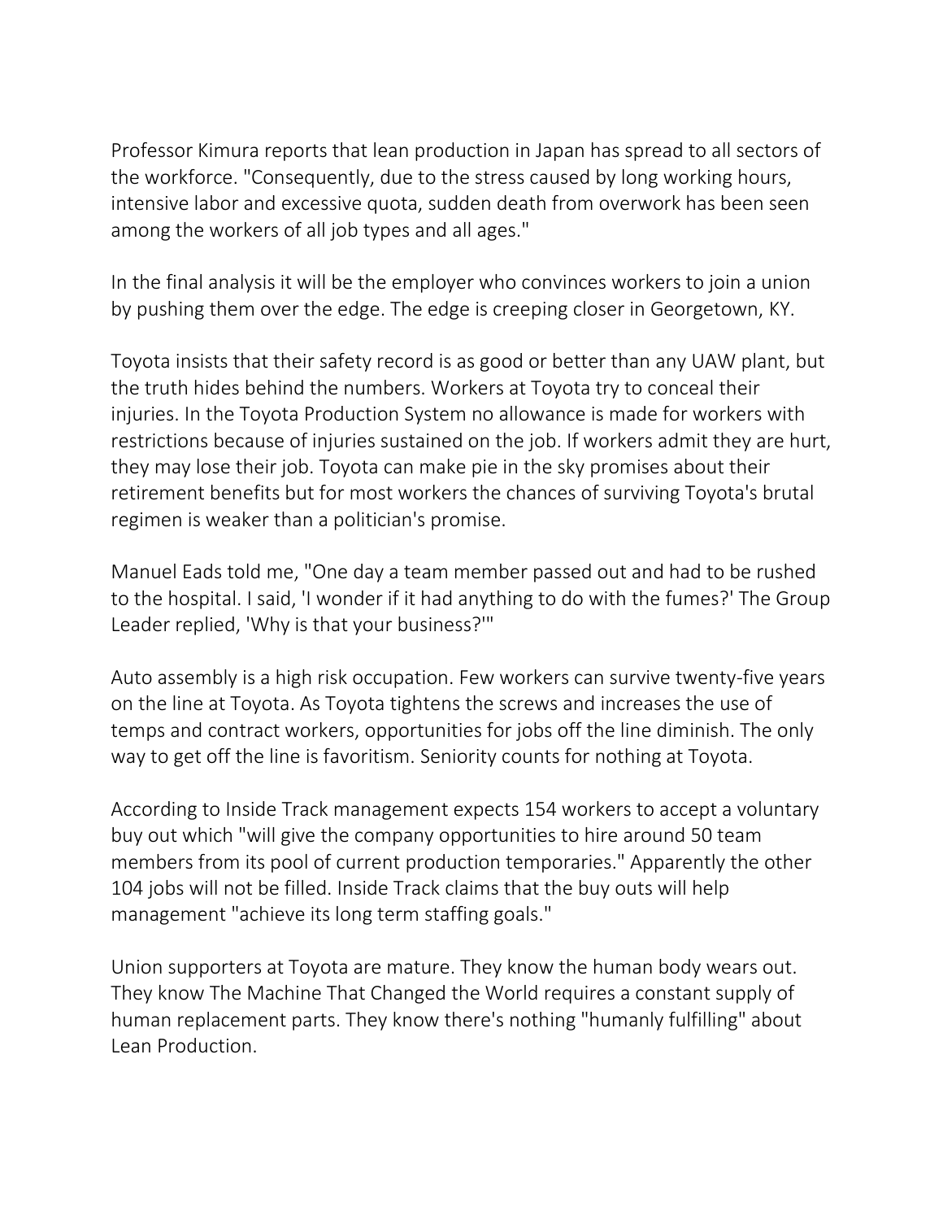Professor Kimura reports that lean production in Japan has spread to all sectors of the workforce. "Consequently, due to the stress caused by long working hours, intensive labor and excessive quota, sudden death from overwork has been seen among the workers of all job types and all ages."

In the final analysis it will be the employer who convinces workers to join a union by pushing them over the edge. The edge is creeping closer in Georgetown, KY.

Toyota insists that their safety record is as good or better than any UAW plant, but the truth hides behind the numbers. Workers at Toyota try to conceal their injuries. In the Toyota Production System no allowance is made for workers with restrictions because of injuries sustained on the job. If workers admit they are hurt, they may lose their job. Toyota can make pie in the sky promises about their retirement benefits but for most workers the chances of surviving Toyota's brutal regimen is weaker than a politician's promise.

Manuel Eads told me, "One day a team member passed out and had to be rushed to the hospital. I said, 'I wonder if it had anything to do with the fumes?' The Group Leader replied, 'Why is that your business?'"

Auto assembly is a high risk occupation. Few workers can survive twenty-five years on the line at Toyota. As Toyota tightens the screws and increases the use of temps and contract workers, opportunities for jobs off the line diminish. The only way to get off the line is favoritism. Seniority counts for nothing at Toyota.

According to Inside Track management expects 154 workers to accept a voluntary buy out which "will give the company opportunities to hire around 50 team members from its pool of current production temporaries." Apparently the other 104 jobs will not be filled. Inside Track claims that the buy outs will help management "achieve its long term staffing goals."

Union supporters at Toyota are mature. They know the human body wears out. They know The Machine That Changed the World requires a constant supply of human replacement parts. They know there's nothing "humanly fulfilling" about Lean Production.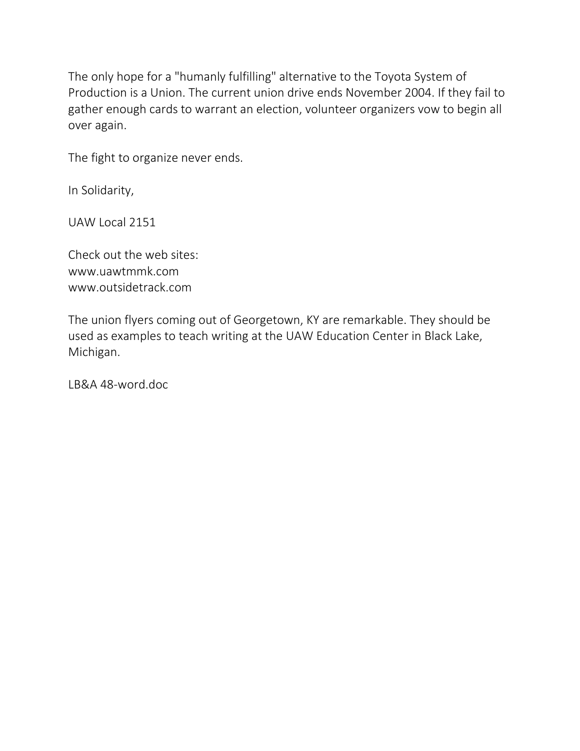The only hope for a "humanly fulfilling" alternative to the Toyota System of Production is a Union. The current union drive ends November 2004. If they fail to gather enough cards to warrant an election, volunteer organizers vow to begin all over again.

The fight to organize never ends.

In Solidarity,

UAW Local 2151

Check out the web sites:
www.uawtmmk.com
www.outsidetrack.com

The union flyers coming out of Georgetown, KY are remarkable. They should be used as examples to teach writing at the UAW Education Center in Black Lake, Michigan.

LB&A 48-word.doc